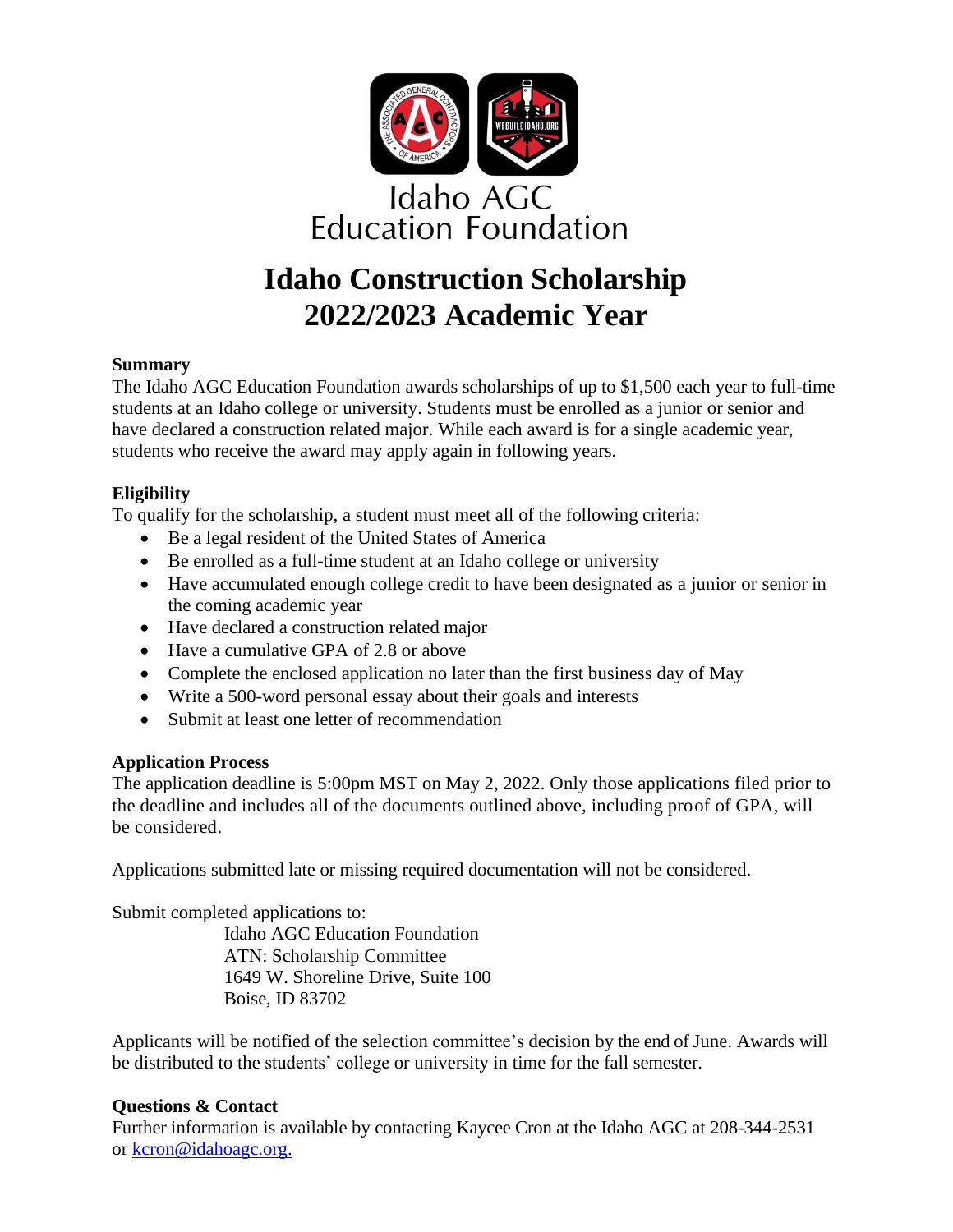Idaho AGC
Education Foundation

# Idaho Construction Scholarship
# 2022/2023 Academic Year

**Summary**

The Idaho AGC Education Foundation awards scholarships of up to $1,500 each year to full-time students at an Idaho college or university. Students must be enrolled as a junior or senior and have declared a construction related major. While each award is for a single academic year, students who receive the award may apply again in following years.

**Eligibility**

To qualify for the scholarship, a student must meet all of the following criteria:

- Be a legal resident of the United States of America
- Be enrolled as a full-time student at an Idaho college or university
- Have accumulated enough college credit to have been designated as a junior or senior in the coming academic year
- Have declared a construction related major
- Have a cumulative GPA of 2.8 or above
- Complete the enclosed application no later than the first business day of May
- Write a 500-word personal essay about their goals and interests
- Submit at least one letter of recommendation

**Application Process**

The application deadline is 5:00pm MST on May 2, 2022. Only those applications filed prior to the deadline and includes all of the documents outlined above, including proof of GPA, will be considered.

Applications submitted late or missing required documentation will not be considered.

Submit completed applications to:

Idaho AGC Education Foundation
ATN: Scholarship Committee
1649 W. Shoreline Drive, Suite 100
Boise, ID 83702

Applicants will be notified of the selection committee's decision by the end of June. Awards will be distributed to the students' college or university in time for the fall semester.

**Questions & Contact**

Further information is available by contacting Kaycee Cron at the Idaho AGC at 208-344-2531 or kcron@idahoagc.org.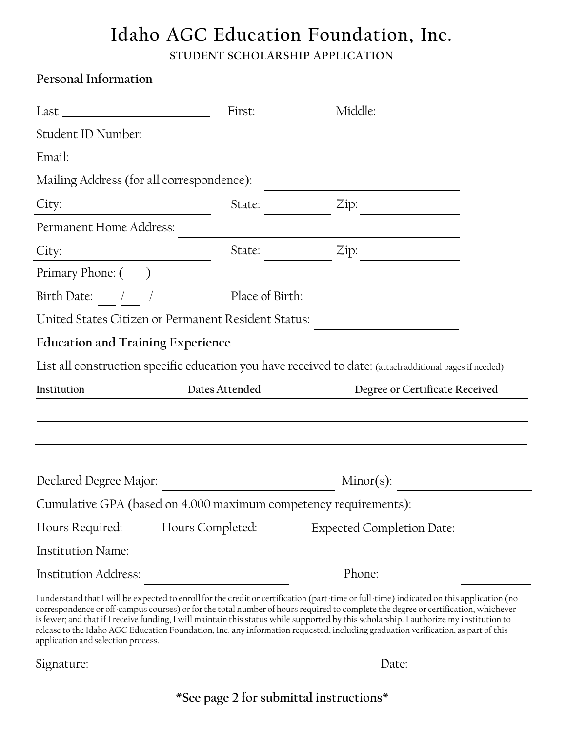# Idaho AGC Education Foundation, Inc.

STUDENT SCHOLARSHIP APPLICATION

## Personal Information

Last ________________________ First: ____________ Middle: ____________

Student ID Number: ____________________________

Email: ____________________________

Mailing Address (for all correspondence): ________________________________

City: ____________________ State: __________ Zip: ____________

Permanent Home Address: ________________________________

City: ____________________ State: __________ Zip: ____________

Primary Phone: ( ___ ) __________

Birth Date: ___ / ___ / ______ Place of Birth: ____________________

United States Citizen or Permanent Resident Status: ____________________

## Education and Training Experience

List all construction specific education you have received to date: (attach additional pages if needed)

| Institution | Dates Attended | Degree or Certificate Received |
|---|---|---|
| | | |
| | | |
| | | |

Declared Degree Major: ________________________ Minor(s): ____________________

Cumulative GPA (based on 4.000 maximum competency requirements): __________

Hours Required: __ Hours Completed: ____ Expected Completion Date: __________

Institution Name: ________________________________

Institution Address: ____________________ Phone: __________

I understand that I will be expected to enroll for the credit or certification (part-time or full-time) indicated on this application (no correspondence or off-campus courses) or for the total number of hours required to complete the degree or certification, whichever is fewer; and that if I receive funding, I will maintain this status while supported by this scholarship. I authorize my institution to release to the Idaho AGC Education Foundation, Inc. any information requested, including graduation verification, as part of this application and selection process.

Signature: ________________________________________ Date: ____________________

**\*See page 2 for submittal instructions\***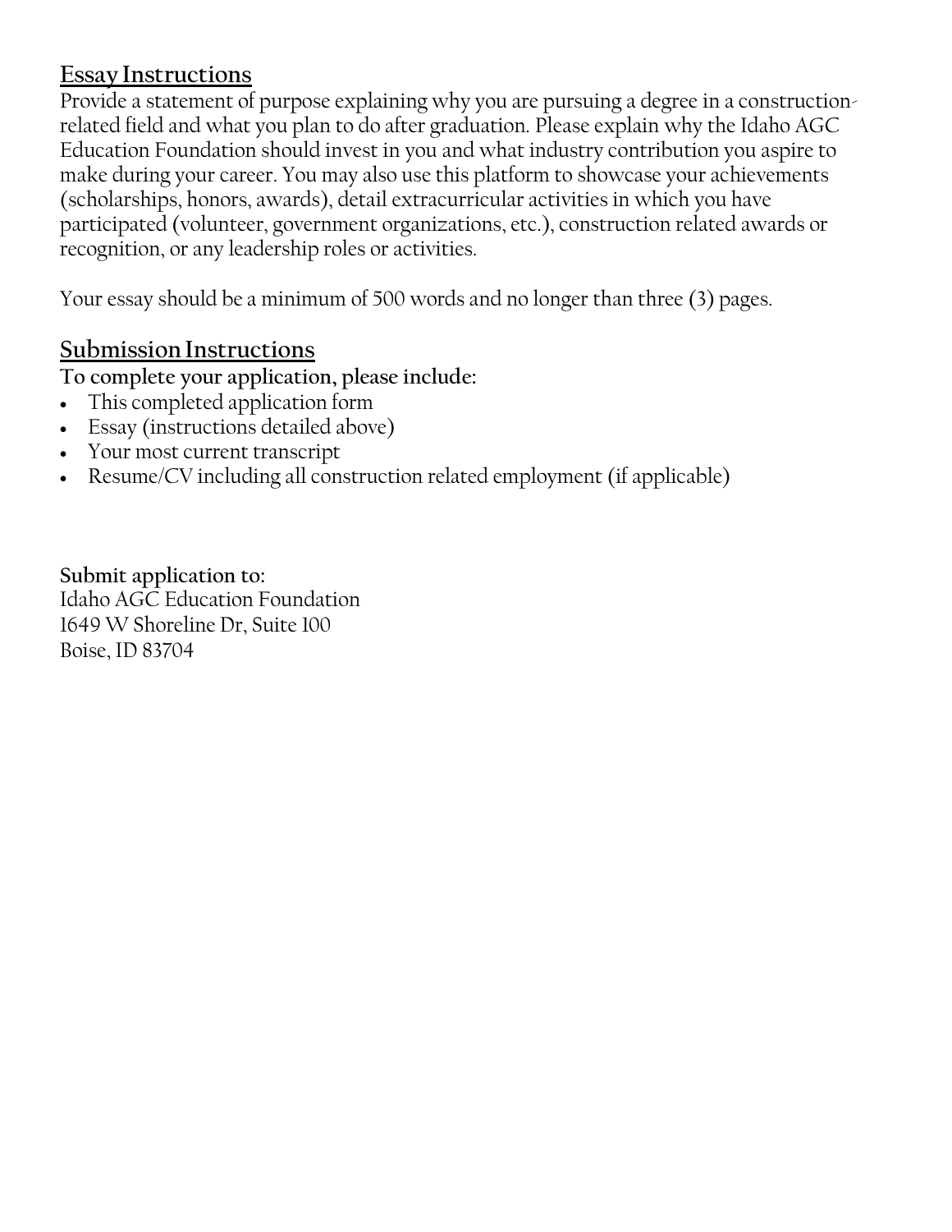## Essay Instructions

Provide a statement of purpose explaining why you are pursuing a degree in a construction-related field and what you plan to do after graduation. Please explain why the Idaho AGC Education Foundation should invest in you and what industry contribution you aspire to make during your career. You may also use this platform to showcase your achievements (scholarships, honors, awards), detail extracurricular activities in which you have participated (volunteer, government organizations, etc.), construction related awards or recognition, or any leadership roles or activities.

Your essay should be a minimum of 500 words and no longer than three (3) pages.

## Submission Instructions

**To complete your application, please include:**

- This completed application form
- Essay (instructions detailed above)
- Your most current transcript
- Resume/CV including all construction related employment (if applicable)

**Submit application to:**
Idaho AGC Education Foundation
1649 W Shoreline Dr, Suite 100
Boise, ID 83704